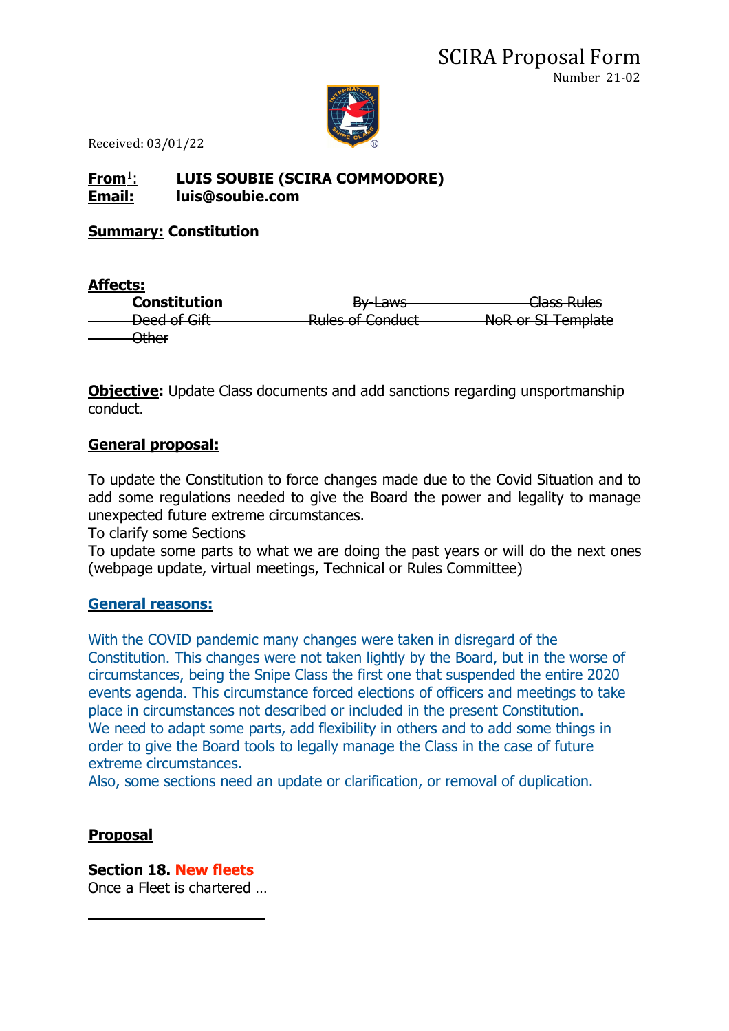# SCIRA Proposal Form

Number 21-02

Received: 03/01/22

**From[1]:** **LUIS SOUBIE (SCIRA COMMODORE)**
**Email:** **luis@soubie.com**

**Summary: Constitution**

**Affects:**

**Constitution** ~~By-Laws~~ ~~Class Rules~~
~~Deed of Gift~~ ~~Rules of Conduct~~ ~~NoR or SI Template~~
~~Other~~

**Objective:** Update Class documents and add sanctions regarding unsportmanship conduct.

**General proposal:**

To update the Constitution to force changes made due to the Covid Situation and to add some regulations needed to give the Board the power and legality to manage unexpected future extreme circumstances.
To clarify some Sections
To update some parts to what we are doing the past years or will do the next ones (webpage update, virtual meetings, Technical or Rules Committee)

**General reasons:**

With the COVID pandemic many changes were taken in disregard of the Constitution. This changes were not taken lightly by the Board, but in the worse of circumstances, being the Snipe Class the first one that suspended the entire 2020 events agenda. This circumstance forced elections of officers and meetings to take place in circumstances not described or included in the present Constitution.
We need to adapt some parts, add flexibility in others and to add some things in order to give the Board tools to legally manage the Class in the case of future extreme circumstances.
Also, some sections need an update or clarification, or removal of duplication.

**Proposal**

**Section 18. New fleets**
Once a Fleet is chartered …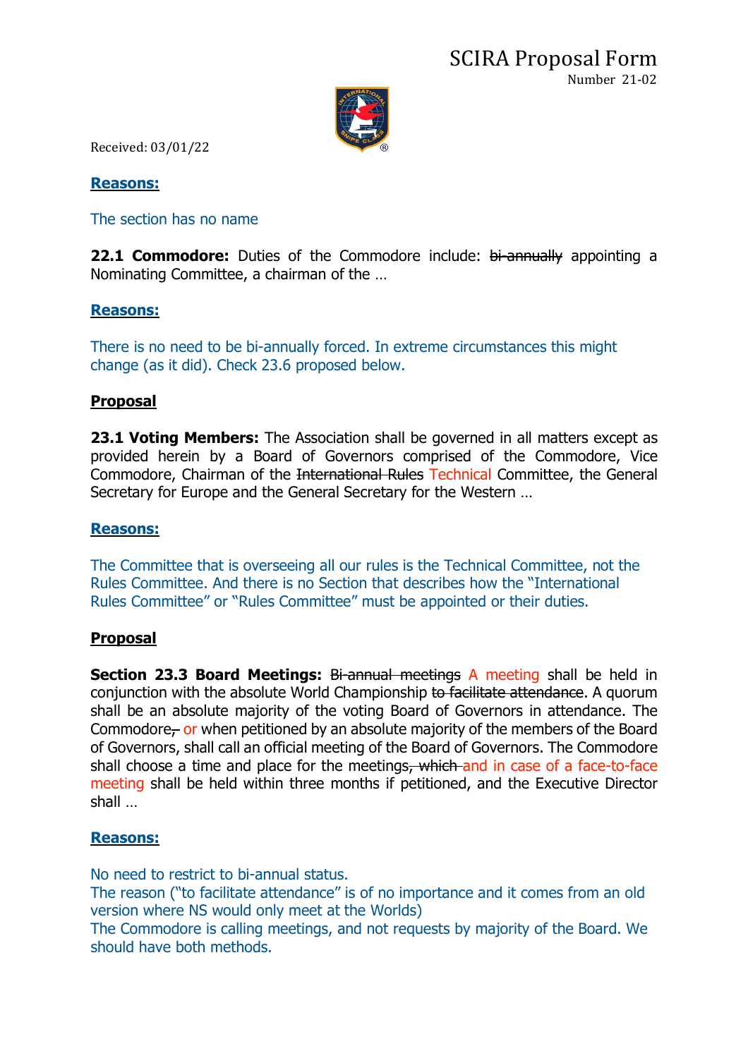# SCIRA Proposal Form

Number 21-02

Received: 03/01/22

**Reasons:**

The section has no name

**22.1 Commodore:** Duties of the Commodore include: ~~bi-annually~~ appointing a Nominating Committee, a chairman of the …

**Reasons:**

There is no need to be bi-annually forced. In extreme circumstances this might change (as it did). Check 23.6 proposed below.

**Proposal**

**23.1 Voting Members:** The Association shall be governed in all matters except as provided herein by a Board of Governors comprised of the Commodore, Vice Commodore, Chairman of the ~~International Rules~~ Technical Committee, the General Secretary for Europe and the General Secretary for the Western …

**Reasons:**

The Committee that is overseeing all our rules is the Technical Committee, not the Rules Committee. And there is no Section that describes how the "International Rules Committee" or "Rules Committee" must be appointed or their duties.

**Proposal**

**Section 23.3 Board Meetings:** ~~Bi-annual meetings~~ A meeting shall be held in conjunction with the absolute World Championship ~~to facilitate attendance~~. A quorum shall be an absolute majority of the voting Board of Governors in attendance. The Commodore~~,~~ or when petitioned by an absolute majority of the members of the Board of Governors, shall call an official meeting of the Board of Governors. The Commodore shall choose a time and place for the meetings~~, which~~ and in case of a face-to-face meeting shall be held within three months if petitioned, and the Executive Director shall …

**Reasons:**

No need to restrict to bi-annual status.
The reason ("to facilitate attendance" is of no importance and it comes from an old version where NS would only meet at the Worlds)
The Commodore is calling meetings, and not requests by majority of the Board. We should have both methods.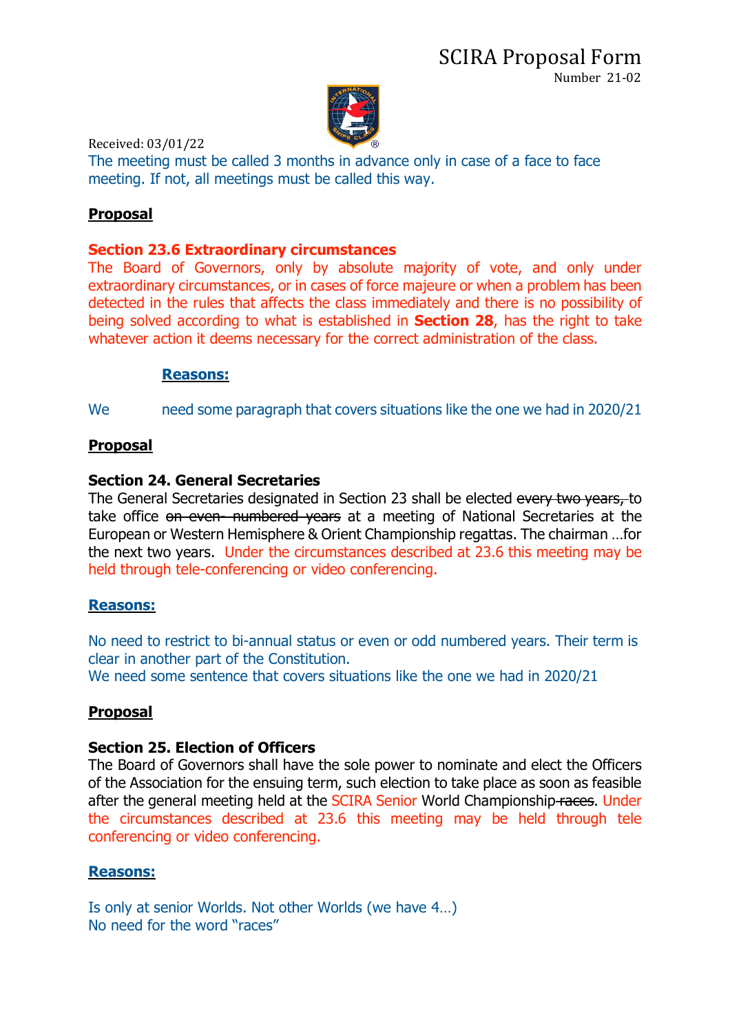# SCIRA Proposal Form

Number 21-02

Received: 03/01/22

The meeting must be called 3 months in advance only in case of a face to face meeting. If not, all meetings must be called this way.

**Proposal**

**Section 23.6 Extraordinary circumstances**

The Board of Governors, only by absolute majority of vote, and only under extraordinary circumstances, or in cases of force majeure or when a problem has been detected in the rules that affects the class immediately and there is no possibility of being solved according to what is established in **Section 28**, has the right to take whatever action it deems necessary for the correct administration of the class.

**Reasons:**

We need some paragraph that covers situations like the one we had in 2020/21

**Proposal**

**Section 24. General Secretaries**

The General Secretaries designated in Section 23 shall be elected ~~every two years,~~ to take office ~~on even- numbered years~~ at a meeting of National Secretaries at the European or Western Hemisphere & Orient Championship regattas. The chairman …for the next two years. Under the circumstances described at 23.6 this meeting may be held through tele-conferencing or video conferencing.

**Reasons:**

No need to restrict to bi-annual status or even or odd numbered years. Their term is clear in another part of the Constitution.
We need some sentence that covers situations like the one we had in 2020/21

**Proposal**

**Section 25. Election of Officers**

The Board of Governors shall have the sole power to nominate and elect the Officers of the Association for the ensuing term, such election to take place as soon as feasible after the general meeting held at the SCIRA Senior World Championship ~~races~~. Under the circumstances described at 23.6 this meeting may be held through tele conferencing or video conferencing.

**Reasons:**

Is only at senior Worlds. Not other Worlds (we have 4…)
No need for the word "races"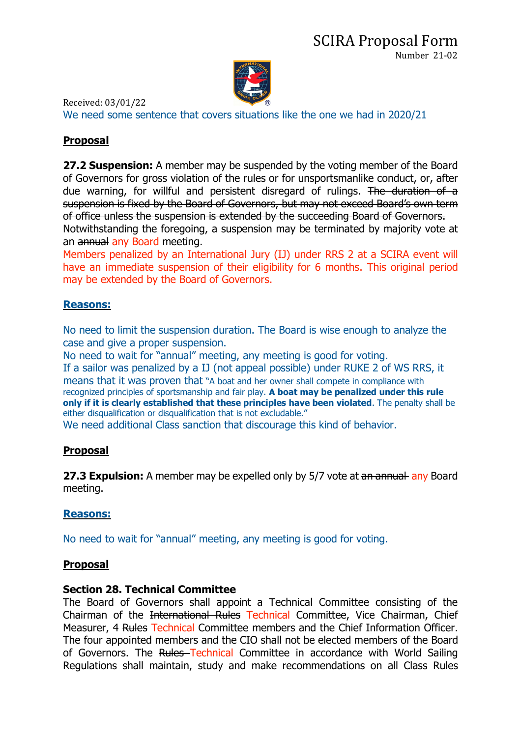# SCIRA Proposal Form

Number 21-02

Received: 03/01/22

We need some sentence that covers situations like the one we had in 2020/21

**Proposal**

**27.2 Suspension:** A member may be suspended by the voting member of the Board of Governors for gross violation of the rules or for unsportsmanlike conduct, or, after due warning, for willful and persistent disregard of rulings. ~~The duration of a suspension is fixed by the Board of Governors, but may not exceed Board's own term of office unless the suspension is extended by the succeeding Board of Governors.~~ Notwithstanding the foregoing, a suspension may be terminated by majority vote at an ~~annual~~ any Board meeting.

Members penalized by an International Jury (IJ) under RRS 2 at a SCIRA event will have an immediate suspension of their eligibility for 6 months. This original period may be extended by the Board of Governors.

**Reasons:**

No need to limit the suspension duration. The Board is wise enough to analyze the case and give a proper suspension.

No need to wait for "annual" meeting, any meeting is good for voting.

If a sailor was penalized by a IJ (not appeal possible) under RUKE 2 of WS RRS, it means that it was proven that "A boat and her owner shall compete in compliance with recognized principles of sportsmanship and fair play. **A boat may be penalized under this rule only if it is clearly established that these principles have been violated**. The penalty shall be either disqualification or disqualification that is not excludable."

We need additional Class sanction that discourage this kind of behavior.

**Proposal**

**27.3 Expulsion:** A member may be expelled only by 5/7 vote at ~~an annual~~ any Board meeting.

**Reasons:**

No need to wait for "annual" meeting, any meeting is good for voting.

**Proposal**

**Section 28. Technical Committee**

The Board of Governors shall appoint a Technical Committee consisting of the Chairman of the ~~International Rules~~ Technical Committee, Vice Chairman, Chief Measurer, 4 ~~Rules~~ Technical Committee members and the Chief Information Officer. The four appointed members and the CIO shall not be elected members of the Board of Governors. The ~~Rules~~ Technical Committee in accordance with World Sailing Regulations shall maintain, study and make recommendations on all Class Rules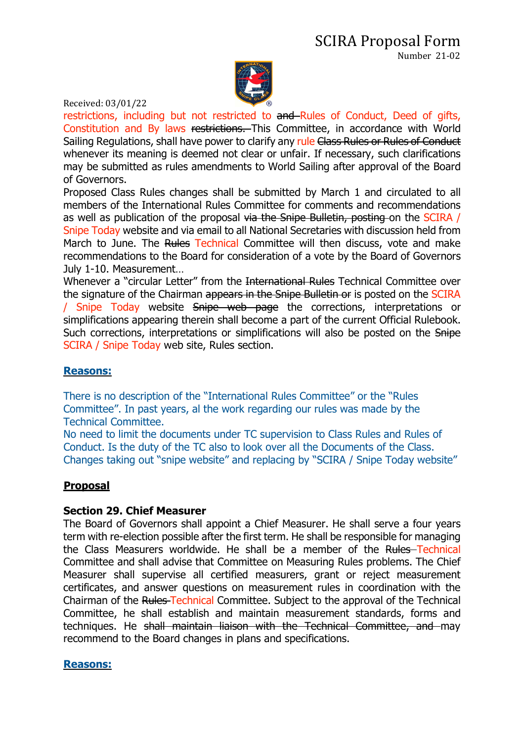# SCIRA Proposal Form

Number 21-02

Received: 03/01/22

restrictions, including but not restricted to ~~and~~ Rules of Conduct, Deed of gifts, Constitution and By laws ~~restrictions.~~ This Committee, in accordance with World Sailing Regulations, shall have power to clarify any rule ~~Class Rules or Rules of Conduct~~ whenever its meaning is deemed not clear or unfair. If necessary, such clarifications may be submitted as rules amendments to World Sailing after approval of the Board of Governors.

Proposed Class Rules changes shall be submitted by March 1 and circulated to all members of the International Rules Committee for comments and recommendations as well as publication of the proposal ~~via the Snipe Bulletin, posting~~ on the SCIRA / Snipe Today website and via email to all National Secretaries with discussion held from March to June. The ~~Rules~~ Technical Committee will then discuss, vote and make recommendations to the Board for consideration of a vote by the Board of Governors July 1-10. Measurement…

Whenever a "circular Letter" from the ~~International Rules~~ Technical Committee over the signature of the Chairman ~~appears in the Snipe Bulletin or~~ is posted on the SCIRA / Snipe Today website ~~Snipe web page~~ the corrections, interpretations or simplifications appearing therein shall become a part of the current Official Rulebook. Such corrections, interpretations or simplifications will also be posted on the ~~Snipe~~ SCIRA / Snipe Today web site, Rules section.

## Reasons:

There is no description of the "International Rules Committee" or the "Rules Committee". In past years, al the work regarding our rules was made by the Technical Committee.

No need to limit the documents under TC supervision to Class Rules and Rules of Conduct. Is the duty of the TC also to look over all the Documents of the Class.

Changes taking out "snipe website" and replacing by "SCIRA / Snipe Today website"

## Proposal

**Section 29. Chief Measurer**

The Board of Governors shall appoint a Chief Measurer. He shall serve a four years term with re-election possible after the first term. He shall be responsible for managing the Class Measurers worldwide. He shall be a member of the ~~Rules~~ Technical Committee and shall advise that Committee on Measuring Rules problems. The Chief Measurer shall supervise all certified measurers, grant or reject measurement certificates, and answer questions on measurement rules in coordination with the Chairman of the ~~Rules~~ Technical Committee. Subject to the approval of the Technical Committee, he shall establish and maintain measurement standards, forms and techniques. He ~~shall maintain liaison with the Technical Committee, and~~ may recommend to the Board changes in plans and specifications.

## Reasons: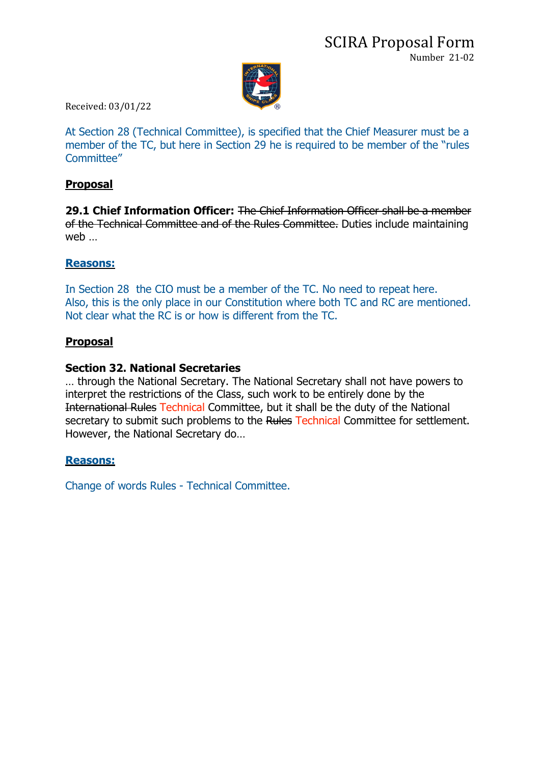# SCIRA Proposal Form

Number 21-02

Received: 03/01/22

At Section 28 (Technical Committee), is specified that the Chief Measurer must be a member of the TC, but here in Section 29 he is required to be member of the "rules Committee"

**Proposal**

**29.1 Chief Information Officer:** ~~The Chief Information Officer shall be a member of the Technical Committee and of the Rules Committee.~~ Duties include maintaining web …

**Reasons:**

In Section 28 the CIO must be a member of the TC. No need to repeat here. Also, this is the only place in our Constitution where both TC and RC are mentioned. Not clear what the RC is or how is different from the TC.

**Proposal**

**Section 32. National Secretaries**

… through the National Secretary. The National Secretary shall not have powers to interpret the restrictions of the Class, such work to be entirely done by the ~~International Rules~~ Technical Committee, but it shall be the duty of the National secretary to submit such problems to the ~~Rules~~ Technical Committee for settlement. However, the National Secretary do…

**Reasons:**

Change of words Rules - Technical Committee.